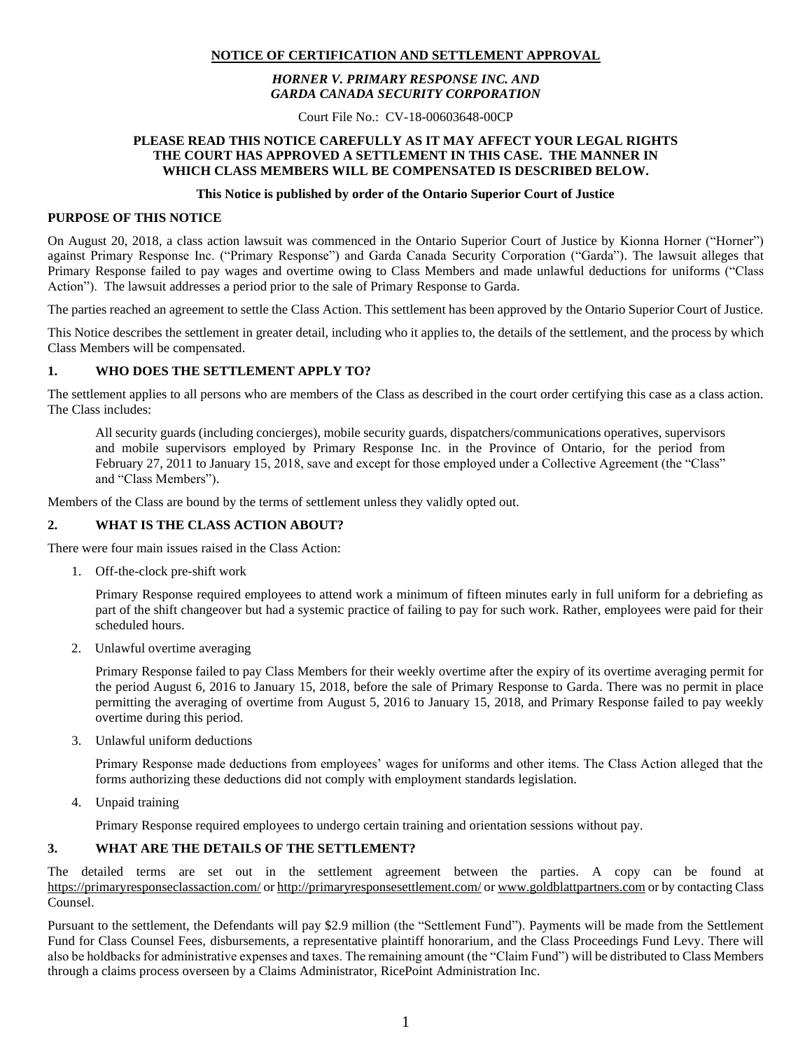**NOTICE OF CERTIFICATION AND SETTLEMENT APPROVAL**

***HORNER V. PRIMARY RESPONSE INC. AND GARDA CANADA SECURITY CORPORATION***

Court File No.: CV-18-00603648-00CP

**PLEASE READ THIS NOTICE CAREFULLY AS IT MAY AFFECT YOUR LEGAL RIGHTS THE COURT HAS APPROVED A SETTLEMENT IN THIS CASE. THE MANNER IN WHICH CLASS MEMBERS WILL BE COMPENSATED IS DESCRIBED BELOW.**

**This Notice is published by order of the Ontario Superior Court of Justice**

## PURPOSE OF THIS NOTICE

On August 20, 2018, a class action lawsuit was commenced in the Ontario Superior Court of Justice by Kionna Horner ("Horner") against Primary Response Inc. ("Primary Response") and Garda Canada Security Corporation ("Garda"). The lawsuit alleges that Primary Response failed to pay wages and overtime owing to Class Members and made unlawful deductions for uniforms ("Class Action"). The lawsuit addresses a period prior to the sale of Primary Response to Garda.

The parties reached an agreement to settle the Class Action. This settlement has been approved by the Ontario Superior Court of Justice.

This Notice describes the settlement in greater detail, including who it applies to, the details of the settlement, and the process by which Class Members will be compensated.

## 1. WHO DOES THE SETTLEMENT APPLY TO?

The settlement applies to all persons who are members of the Class as described in the court order certifying this case as a class action. The Class includes:

> All security guards (including concierges), mobile security guards, dispatchers/communications operatives, supervisors and mobile supervisors employed by Primary Response Inc. in the Province of Ontario, for the period from February 27, 2011 to January 15, 2018, save and except for those employed under a Collective Agreement (the "Class" and "Class Members").

Members of the Class are bound by the terms of settlement unless they validly opted out.

## 2. WHAT IS THE CLASS ACTION ABOUT?

There were four main issues raised in the Class Action:

1. Off-the-clock pre-shift work

   Primary Response required employees to attend work a minimum of fifteen minutes early in full uniform for a debriefing as part of the shift changeover but had a systemic practice of failing to pay for such work. Rather, employees were paid for their scheduled hours.

2. Unlawful overtime averaging

   Primary Response failed to pay Class Members for their weekly overtime after the expiry of its overtime averaging permit for the period August 6, 2016 to January 15, 2018, before the sale of Primary Response to Garda. There was no permit in place permitting the averaging of overtime from August 5, 2016 to January 15, 2018, and Primary Response failed to pay weekly overtime during this period.

3. Unlawful uniform deductions

   Primary Response made deductions from employees' wages for uniforms and other items. The Class Action alleged that the forms authorizing these deductions did not comply with employment standards legislation.

4. Unpaid training

   Primary Response required employees to undergo certain training and orientation sessions without pay.

## 3. WHAT ARE THE DETAILS OF THE SETTLEMENT?

The detailed terms are set out in the settlement agreement between the parties. A copy can be found at https://primaryresponseclassaction.com/ or http://primaryresponsesettlement.com/ or www.goldblattpartners.com or by contacting Class Counsel.

Pursuant to the settlement, the Defendants will pay $2.9 million (the "Settlement Fund"). Payments will be made from the Settlement Fund for Class Counsel Fees, disbursements, a representative plaintiff honorarium, and the Class Proceedings Fund Levy. There will also be holdbacks for administrative expenses and taxes. The remaining amount (the "Claim Fund") will be distributed to Class Members through a claims process overseen by a Claims Administrator, RicePoint Administration Inc.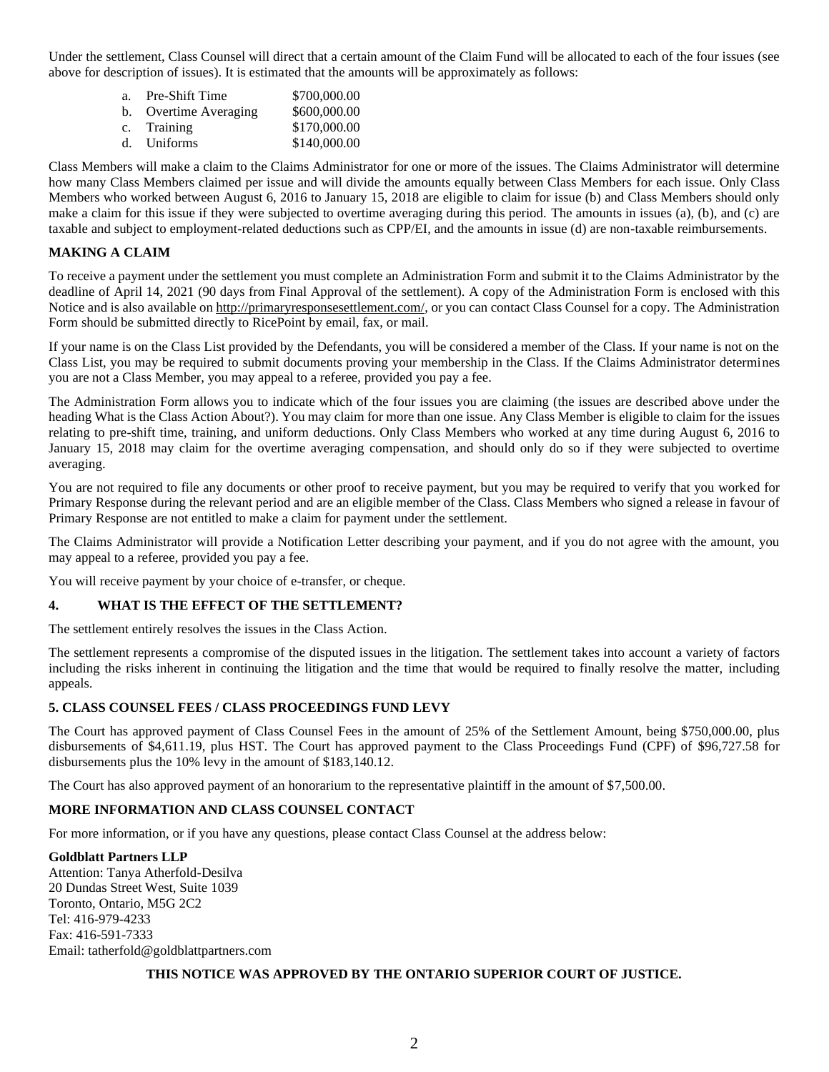Under the settlement, Class Counsel will direct that a certain amount of the Claim Fund will be allocated to each of the four issues (see above for description of issues). It is estimated that the amounts will be approximately as follows:

| | | |
|---|---|---|
| a. | Pre-Shift Time | $700,000.00 |
| b. | Overtime Averaging | $600,000.00 |
| c. | Training | $170,000.00 |
| d. | Uniforms | $140,000.00 |

Class Members will make a claim to the Claims Administrator for one or more of the issues. The Claims Administrator will determine how many Class Members claimed per issue and will divide the amounts equally between Class Members for each issue. Only Class Members who worked between August 6, 2016 to January 15, 2018 are eligible to claim for issue (b) and Class Members should only make a claim for this issue if they were subjected to overtime averaging during this period. The amounts in issues (a), (b), and (c) are taxable and subject to employment-related deductions such as CPP/EI, and the amounts in issue (d) are non-taxable reimbursements.

**MAKING A CLAIM**

To receive a payment under the settlement you must complete an Administration Form and submit it to the Claims Administrator by the deadline of April 14, 2021 (90 days from Final Approval of the settlement). A copy of the Administration Form is enclosed with this Notice and is also available on http://primaryresponsesettlement.com/, or you can contact Class Counsel for a copy. The Administration Form should be submitted directly to RicePoint by email, fax, or mail.

If your name is on the Class List provided by the Defendants, you will be considered a member of the Class. If your name is not on the Class List, you may be required to submit documents proving your membership in the Class. If the Claims Administrator determines you are not a Class Member, you may appeal to a referee, provided you pay a fee.

The Administration Form allows you to indicate which of the four issues you are claiming (the issues are described above under the heading What is the Class Action About?). You may claim for more than one issue. Any Class Member is eligible to claim for the issues relating to pre-shift time, training, and uniform deductions. Only Class Members who worked at any time during August 6, 2016 to January 15, 2018 may claim for the overtime averaging compensation, and should only do so if they were subjected to overtime averaging.

You are not required to file any documents or other proof to receive payment, but you may be required to verify that you worked for Primary Response during the relevant period and are an eligible member of the Class. Class Members who signed a release in favour of Primary Response are not entitled to make a claim for payment under the settlement.

The Claims Administrator will provide a Notification Letter describing your payment, and if you do not agree with the amount, you may appeal to a referee, provided you pay a fee.

You will receive payment by your choice of e-transfer, or cheque.

**4. WHAT IS THE EFFECT OF THE SETTLEMENT?**

The settlement entirely resolves the issues in the Class Action.

The settlement represents a compromise of the disputed issues in the litigation. The settlement takes into account a variety of factors including the risks inherent in continuing the litigation and the time that would be required to finally resolve the matter, including appeals.

**5. CLASS COUNSEL FEES / CLASS PROCEEDINGS FUND LEVY**

The Court has approved payment of Class Counsel Fees in the amount of 25% of the Settlement Amount, being $750,000.00, plus disbursements of $4,611.19, plus HST. The Court has approved payment to the Class Proceedings Fund (CPF) of $96,727.58 for disbursements plus the 10% levy in the amount of $183,140.12.

The Court has also approved payment of an honorarium to the representative plaintiff in the amount of $7,500.00.

**MORE INFORMATION AND CLASS COUNSEL CONTACT**

For more information, or if you have any questions, please contact Class Counsel at the address below:

**Goldblatt Partners LLP**
Attention: Tanya Atherfold-Desilva
20 Dundas Street West, Suite 1039
Toronto, Ontario, M5G 2C2
Tel: 416-979-4233
Fax: 416-591-7333
Email: tatherfold@goldblattpartners.com

**THIS NOTICE WAS APPROVED BY THE ONTARIO SUPERIOR COURT OF JUSTICE.**